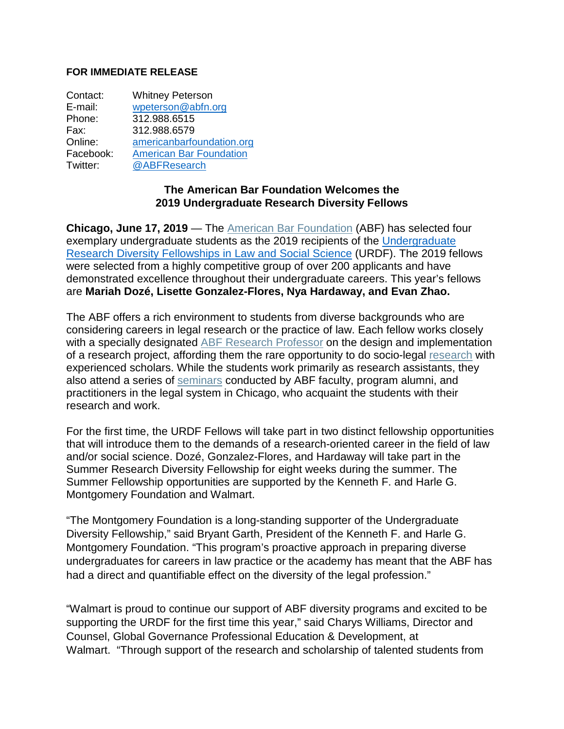**FOR IMMEDIATE RELEASE**

Contact: Whitney Peterson
E-mail: wpeterson@abfn.org
Phone: 312.988.6515
Fax: 312.988.6579
Online: americanbarfoundation.org
Facebook: American Bar Foundation
Twitter: @ABFResearch

**The American Bar Foundation Welcomes the 2019 Undergraduate Research Diversity Fellows**

**Chicago, June 17, 2019** — The American Bar Foundation (ABF) has selected four exemplary undergraduate students as the 2019 recipients of the Undergraduate Research Diversity Fellowships in Law and Social Science (URDF). The 2019 fellows were selected from a highly competitive group of over 200 applicants and have demonstrated excellence throughout their undergraduate careers. This year's fellows are **Mariah Dozé, Lisette Gonzalez-Flores, Nya Hardaway, and Evan Zhao.**

The ABF offers a rich environment to students from diverse backgrounds who are considering careers in legal research or the practice of law. Each fellow works closely with a specially designated ABF Research Professor on the design and implementation of a research project, affording them the rare opportunity to do socio-legal research with experienced scholars. While the students work primarily as research assistants, they also attend a series of seminars conducted by ABF faculty, program alumni, and practitioners in the legal system in Chicago, who acquaint the students with their research and work.

For the first time, the URDF Fellows will take part in two distinct fellowship opportunities that will introduce them to the demands of a research-oriented career in the field of law and/or social science. Dozé, Gonzalez-Flores, and Hardaway will take part in the Summer Research Diversity Fellowship for eight weeks during the summer. The Summer Fellowship opportunities are supported by the Kenneth F. and Harle G. Montgomery Foundation and Walmart.

"The Montgomery Foundation is a long-standing supporter of the Undergraduate Diversity Fellowship," said Bryant Garth, President of the Kenneth F. and Harle G. Montgomery Foundation. "This program's proactive approach in preparing diverse undergraduates for careers in law practice or the academy has meant that the ABF has had a direct and quantifiable effect on the diversity of the legal profession."

"Walmart is proud to continue our support of ABF diversity programs and excited to be supporting the URDF for the first time this year," said Charys Williams, Director and Counsel, Global Governance Professional Education & Development, at Walmart. "Through support of the research and scholarship of talented students from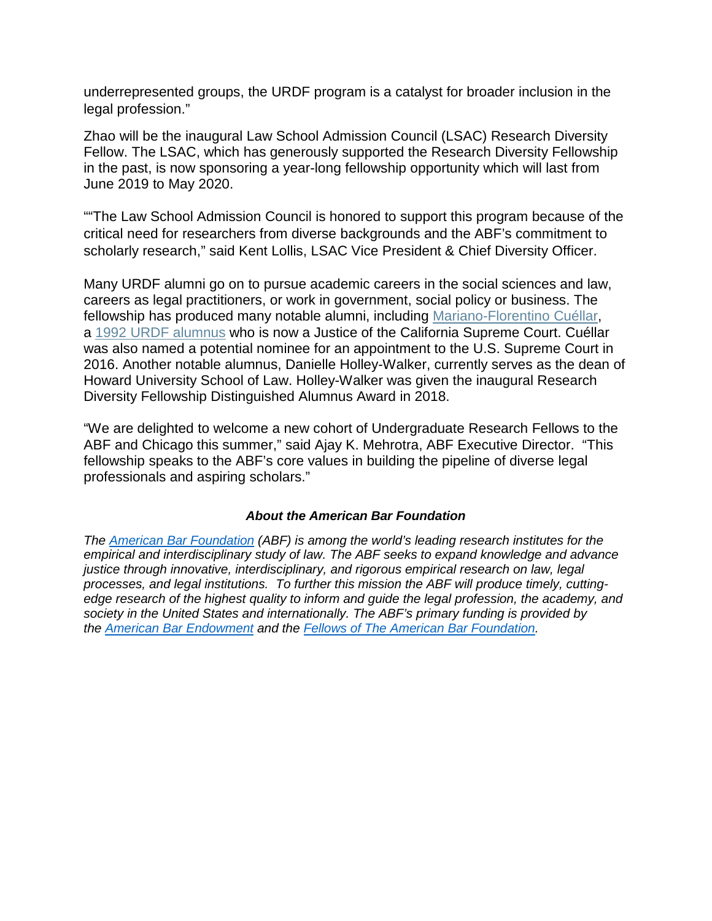underrepresented groups, the URDF program is a catalyst for broader inclusion in the legal profession."

Zhao will be the inaugural Law School Admission Council (LSAC) Research Diversity Fellow. The LSAC, which has generously supported the Research Diversity Fellowship in the past, is now sponsoring a year-long fellowship opportunity which will last from June 2019 to May 2020.

""The Law School Admission Council is honored to support this program because of the critical need for researchers from diverse backgrounds and the ABF's commitment to scholarly research," said Kent Lollis, LSAC Vice President & Chief Diversity Officer.

Many URDF alumni go on to pursue academic careers in the social sciences and law, careers as legal practitioners, or work in government, social policy or business. The fellowship has produced many notable alumni, including Mariano-Florentino Cuéllar, a 1992 URDF alumnus who is now a Justice of the California Supreme Court. Cuéllar was also named a potential nominee for an appointment to the U.S. Supreme Court in 2016. Another notable alumnus, Danielle Holley-Walker, currently serves as the dean of Howard University School of Law. Holley-Walker was given the inaugural Research Diversity Fellowship Distinguished Alumnus Award in 2018.

"We are delighted to welcome a new cohort of Undergraduate Research Fellows to the ABF and Chicago this summer," said Ajay K. Mehrotra, ABF Executive Director. "This fellowship speaks to the ABF's core values in building the pipeline of diverse legal professionals and aspiring scholars."

### *About the American Bar Foundation*

*The American Bar Foundation (ABF) is among the world's leading research institutes for the empirical and interdisciplinary study of law. The ABF seeks to expand knowledge and advance justice through innovative, interdisciplinary, and rigorous empirical research on law, legal processes, and legal institutions. To further this mission the ABF will produce timely, cutting-edge research of the highest quality to inform and guide the legal profession, the academy, and society in the United States and internationally. The ABF's primary funding is provided by the American Bar Endowment and the Fellows of The American Bar Foundation.*